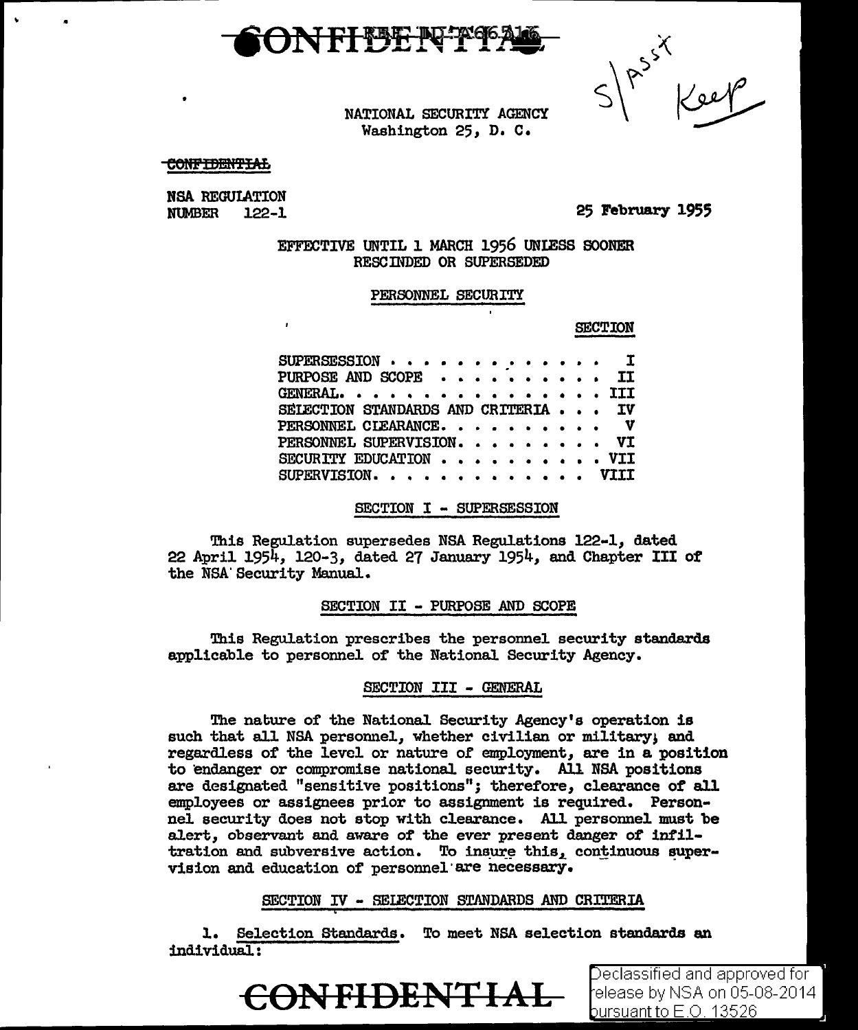CONFIDENTIAL

NATIONAL SECURITY AGENCY
Washington 25, D. C.

S/Asst Keep

CONFIDENTIAL

NSA REGULATION
NUMBER 122-1

25 February 1955

EFFECTIVE UNTIL 1 MARCH 1956 UNLESS SOONER RESCINDED OR SUPERSEDED

PERSONNEL SECURITY

| | SECTION |
|---|---|
| SUPERSESSION | I |
| PURPOSE AND SCOPE | II |
| GENERAL | III |
| SELECTION STANDARDS AND CRITERIA | IV |
| PERSONNEL CLEARANCE | V |
| PERSONNEL SUPERVISION | VI |
| SECURITY EDUCATION | VII |
| SUPERVISION | VIII |

## SECTION I - SUPERSESSION

This Regulation supersedes NSA Regulations 122-1, dated 22 April 1954, 120-3, dated 27 January 1954, and Chapter III of the NSA Security Manual.

## SECTION II - PURPOSE AND SCOPE

This Regulation prescribes the personnel security standards applicable to personnel of the National Security Agency.

## SECTION III - GENERAL

The nature of the National Security Agency's operation is such that all NSA personnel, whether civilian or military, and regardless of the level or nature of employment, are in a position to endanger or compromise national security. All NSA positions are designated "sensitive positions"; therefore, clearance of all employees or assignees prior to assignment is required. Personnel security does not stop with clearance. All personnel must be alert, observant and aware of the ever present danger of infiltration and subversive action. To insure this, continuous supervision and education of personnel are necessary.

## SECTION IV - SELECTION STANDARDS AND CRITERIA

1. Selection Standards. To meet NSA selection standards an individual:

CONFIDENTIAL

Declassified and approved for release by NSA on 05-08-2014 pursuant to E.O. 13526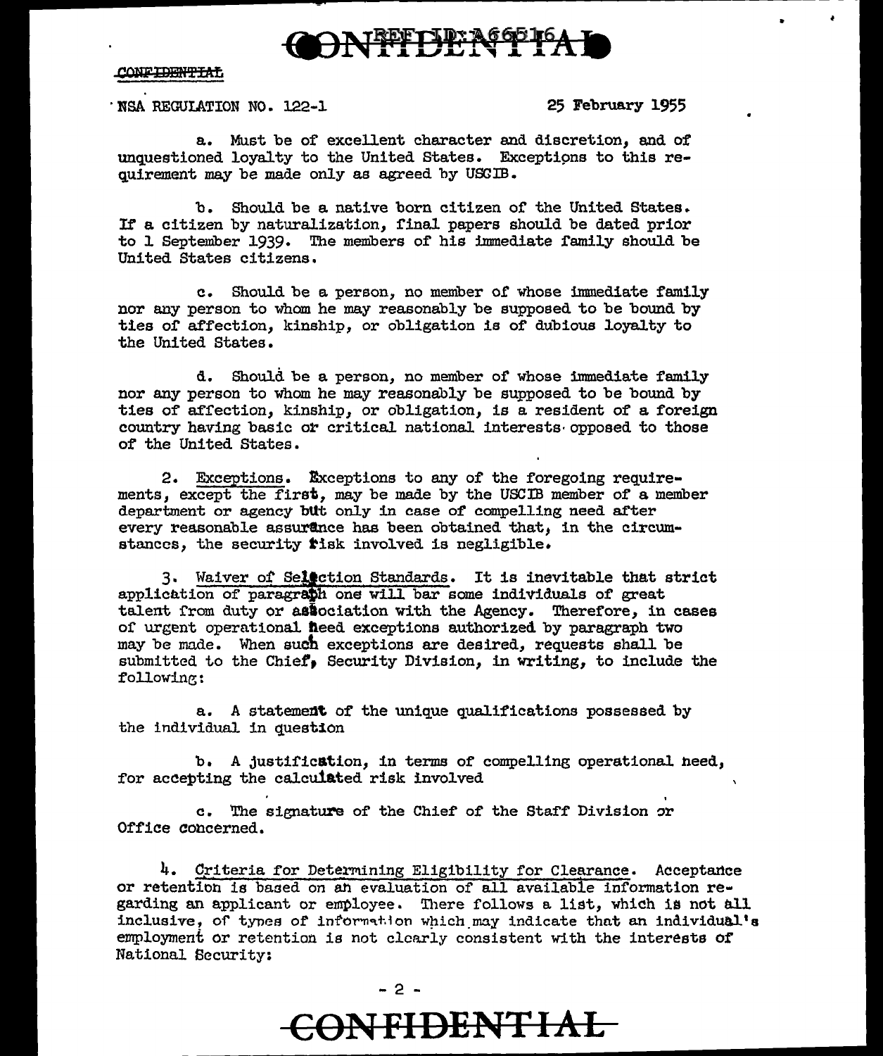NSA REGULATION NO. 122-1 25 February 1955

a. Must be of excellent character and discretion, and of unquestioned loyalty to the United States. Exceptions to this requirement may be made only as agreed by USCIB.

b. Should be a native born citizen of the United States. If a citizen by naturalization, final papers should be dated prior to 1 September 1939. The members of his immediate family should be United States citizens.

c. Should be a person, no member of whose immediate family nor any person to whom he may reasonably be supposed to be bound by ties of affection, kinship, or obligation is of dubious loyalty to the United States.

d. Should be a person, no member of whose immediate family nor any person to whom he may reasonably be supposed to be bound by ties of affection, kinship, or obligation, is a resident of a foreign country having basic or critical national interests opposed to those of the United States.

2. Exceptions. Exceptions to any of the foregoing requirements, except the first, may be made by the USCIB member of a member department or agency but only in case of compelling need after every reasonable assurance has been obtained that, in the circumstances, the security risk involved is negligible.

3. Waiver of Selection Standards. It is inevitable that strict application of paragraph one will bar some individuals of great talent from duty or association with the Agency. Therefore, in cases of urgent operational need exceptions authorized by paragraph two may be made. When such exceptions are desired, requests shall be submitted to the Chief, Security Division, in writing, to include the following:

a. A statement of the unique qualifications possessed by the individual in question

b. A justification, in terms of compelling operational need, for accepting the calculated risk involved

c. The signature of the Chief of the Staff Division or Office concerned.

4. Criteria for Determining Eligibility for Clearance. Acceptance or retention is based on an evaluation of all available information regarding an applicant or employee. There follows a list, which is not all inclusive, of types of information which may indicate that an individual's employment or retention is not clearly consistent with the interests of National Security: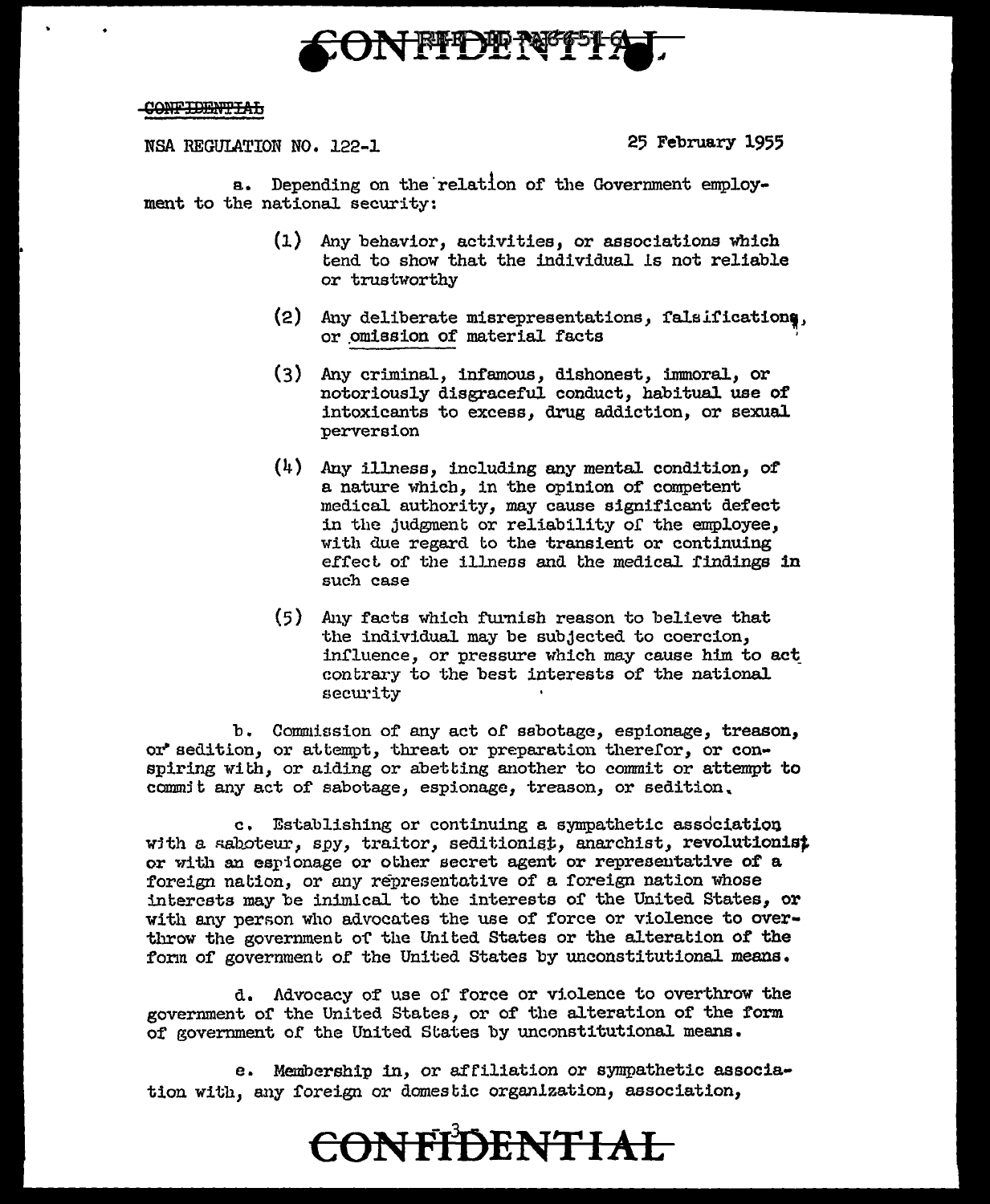NSA REGULATION NO. 122-1 25 February 1955

a. Depending on the relation of the Government employment to the national security:

(1) Any behavior, activities, or associations which tend to show that the individual is not reliable or trustworthy

(2) Any deliberate misrepresentations, falsifications, or omission of material facts

(3) Any criminal, infamous, dishonest, immoral, or notoriously disgraceful conduct, habitual use of intoxicants to excess, drug addiction, or sexual perversion

(4) Any illness, including any mental condition, of a nature which, in the opinion of competent medical authority, may cause significant defect in the judgment or reliability of the employee, with due regard to the transient or continuing effect of the illness and the medical findings in such case

(5) Any facts which furnish reason to believe that the individual may be subjected to coercion, influence, or pressure which may cause him to act contrary to the best interests of the national security

b. Commission of any act of sabotage, espionage, treason, or sedition, or attempt, threat or preparation therefor, or conspiring with, or aiding or abetting another to commit or attempt to commit any act of sabotage, espionage, treason, or sedition.

c. Establishing or continuing a sympathetic association with a saboteur, spy, traitor, seditionist, anarchist, revolutionist or with an espionage or other secret agent or representative of a foreign nation, or any representative of a foreign nation whose interests may be inimical to the interests of the United States, or with any person who advocates the use of force or violence to overthrow the government of the United States or the alteration of the form of government of the United States by unconstitutional means.

d. Advocacy of use of force or violence to overthrow the government of the United States, or of the alteration of the form of government of the United States by unconstitutional means.

e. Membership in, or affiliation or sympathetic association with, any foreign or domestic organization, association,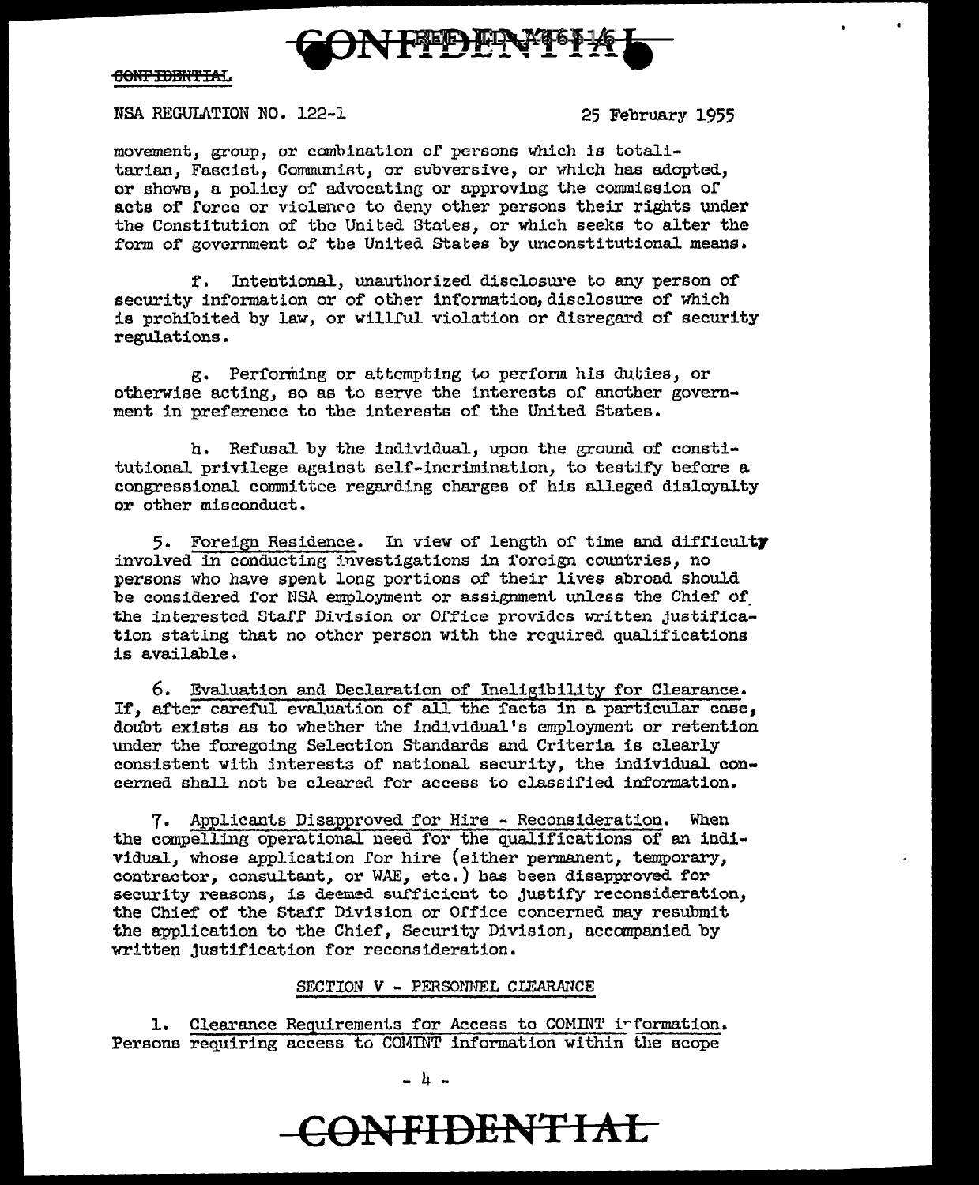NSA REGULATION NO. 122-1 25 February 1955

movement, group, or combination of persons which is totalitarian, Fascist, Communist, or subversive, or which has adopted, or shows, a policy of advocating or approving the commission of acts of force or violence to deny other persons their rights under the Constitution of the United States, or which seeks to alter the form of government of the United States by unconstitutional means.

f. Intentional, unauthorized disclosure to any person of security information or of other information, disclosure of which is prohibited by law, or willful violation or disregard of security regulations.

g. Performing or attempting to perform his duties, or otherwise acting, so as to serve the interests of another government in preference to the interests of the United States.

h. Refusal by the individual, upon the ground of constitutional privilege against self-incrimination, to testify before a congressional committee regarding charges of his alleged disloyalty or other misconduct.

5. Foreign Residence. In view of length of time and difficulty involved in conducting investigations in foreign countries, no persons who have spent long portions of their lives abroad should be considered for NSA employment or assignment unless the Chief of the interested Staff Division or Office provides written justification stating that no other person with the required qualifications is available.

6. Evaluation and Declaration of Ineligibility for Clearance. If, after careful evaluation of all the facts in a particular case, doubt exists as to whether the individual's employment or retention under the foregoing Selection Standards and Criteria is clearly consistent with interests of national security, the individual concerned shall not be cleared for access to classified information.

7. Applicants Disapproved for Hire - Reconsideration. When the compelling operational need for the qualifications of an individual, whose application for hire (either permanent, temporary, contractor, consultant, or WAE, etc.) has been disapproved for security reasons, is deemed sufficient to justify reconsideration, the Chief of the Staff Division or Office concerned may resubmit the application to the Chief, Security Division, accompanied by written justification for reconsideration.

## SECTION V - PERSONNEL CLEARANCE

1. Clearance Requirements for Access to COMINT information. Persons requiring access to COMINT information within the scope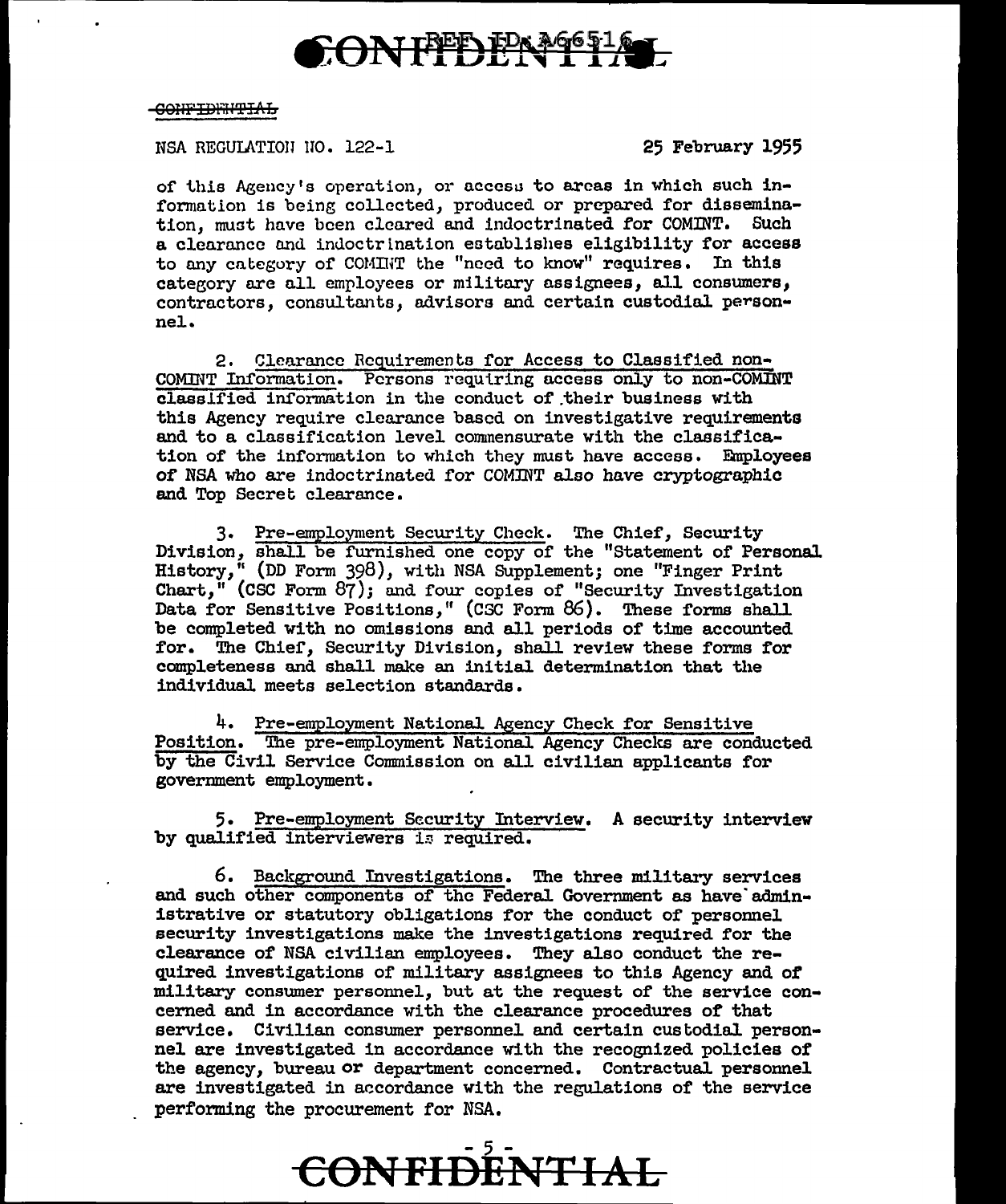~~CONFIDENTIAL~~

NSA REGULATION NO. 122-1 25 February 1955

of this Agency's operation, or access to areas in which such information is being collected, produced or prepared for dissemination, must have been cleared and indoctrinated for COMINT. Such a clearance and indoctrination establishes eligibility for access to any category of COMINT the "need to know" requires. In this category are all employees or military assignees, all consumers, contractors, consultants, advisors and certain custodial personnel.

2. Clearance Requirements for Access to Classified non-COMINT Information. Persons requiring access only to non-COMINT classified information in the conduct of their business with this Agency require clearance based on investigative requirements and to a classification level commensurate with the classification of the information to which they must have access. Employees of NSA who are indoctrinated for COMINT also have cryptographic and Top Secret clearance.

3. Pre-employment Security Check. The Chief, Security Division, shall be furnished one copy of the "Statement of Personal History," (DD Form 398), with NSA Supplement; one "Finger Print Chart," (CSC Form 87); and four copies of "Security Investigation Data for Sensitive Positions," (CSC Form 86). These forms shall be completed with no omissions and all periods of time accounted for. The Chief, Security Division, shall review these forms for completeness and shall make an initial determination that the individual meets selection standards.

4. Pre-employment National Agency Check for Sensitive Position. The pre-employment National Agency Checks are conducted by the Civil Service Commission on all civilian applicants for government employment.

5. Pre-employment Security Interview. A security interview by qualified interviewers is required.

6. Background Investigations. The three military services and such other components of the Federal Government as have administrative or statutory obligations for the conduct of personnel security investigations make the investigations required for the clearance of NSA civilian employees. They also conduct the required investigations of military assignees to this Agency and of military consumer personnel, but at the request of the service concerned and in accordance with the clearance procedures of that service. Civilian consumer personnel and certain custodial personnel are investigated in accordance with the recognized policies of the agency, bureau or department concerned. Contractual personnel are investigated in accordance with the regulations of the service performing the procurement for NSA.

~~CONFIDENTIAL~~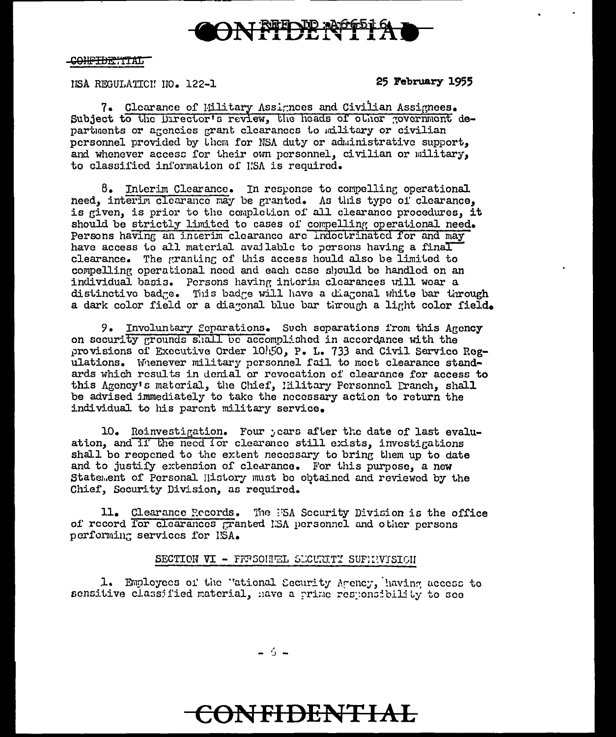CONFIDENTIAL

NSA REGULATION NO. 122-1 25 February 1955

7. Clearance of Military Assignees and Civilian Assignees. Subject to the Director's review, the heads of other government departments or agencies grant clearances to military or civilian personnel provided by them for NSA duty or administrative support, and whenever access for their own personnel, civilian or military, to classified information of NSA is required.

8. Interim Clearance. In response to compelling operational need, interim clearance may be granted. As this type of clearance, is given, is prior to the completion of all clearance procedures, it should be strictly limited to cases of compelling operational need. Persons having an interim clearance are indoctrinated for and may have access to all material available to persons having a final clearance. The granting of this access hould also be limited to compelling operational need and each case should be handled on an individual basis. Persons having interim clearances will wear a distinctive badge. This badge will have a diagonal white bar through a dark color field or a diagonal blue bar through a light color field.

9. Involuntary Separations. Such separations from this Agency on security grounds shall be accomplished in accordance with the provisions of Executive Order 10450, P. L. 733 and Civil Service Regulations. Whenever military personnel fail to meet clearance standards which results in denial or revocation of clearance for access to this Agency's material, the Chief, Military Personnel Branch, shall be advised immediately to take the necessary action to return the individual to his parent military service.

10. Reinvestigation. Four years after the date of last evaluation, and if the need for clearance still exists, investigations shall be reopened to the extent necessary to bring them up to date and to justify extension of clearance. For this purpose, a new Statement of Personal History must be obtained and reviewed by the Chief, Security Division, as required.

11. Clearance Records. The NSA Security Division is the office of record for clearances granted NSA personnel and other persons performing services for NSA.

## SECTION VI - PERSONNEL SECURITY SUPERVISION

1. Employees of the National Security Agency, having access to sensitive classified material, have a prime responsibility to see

CONFIDENTIAL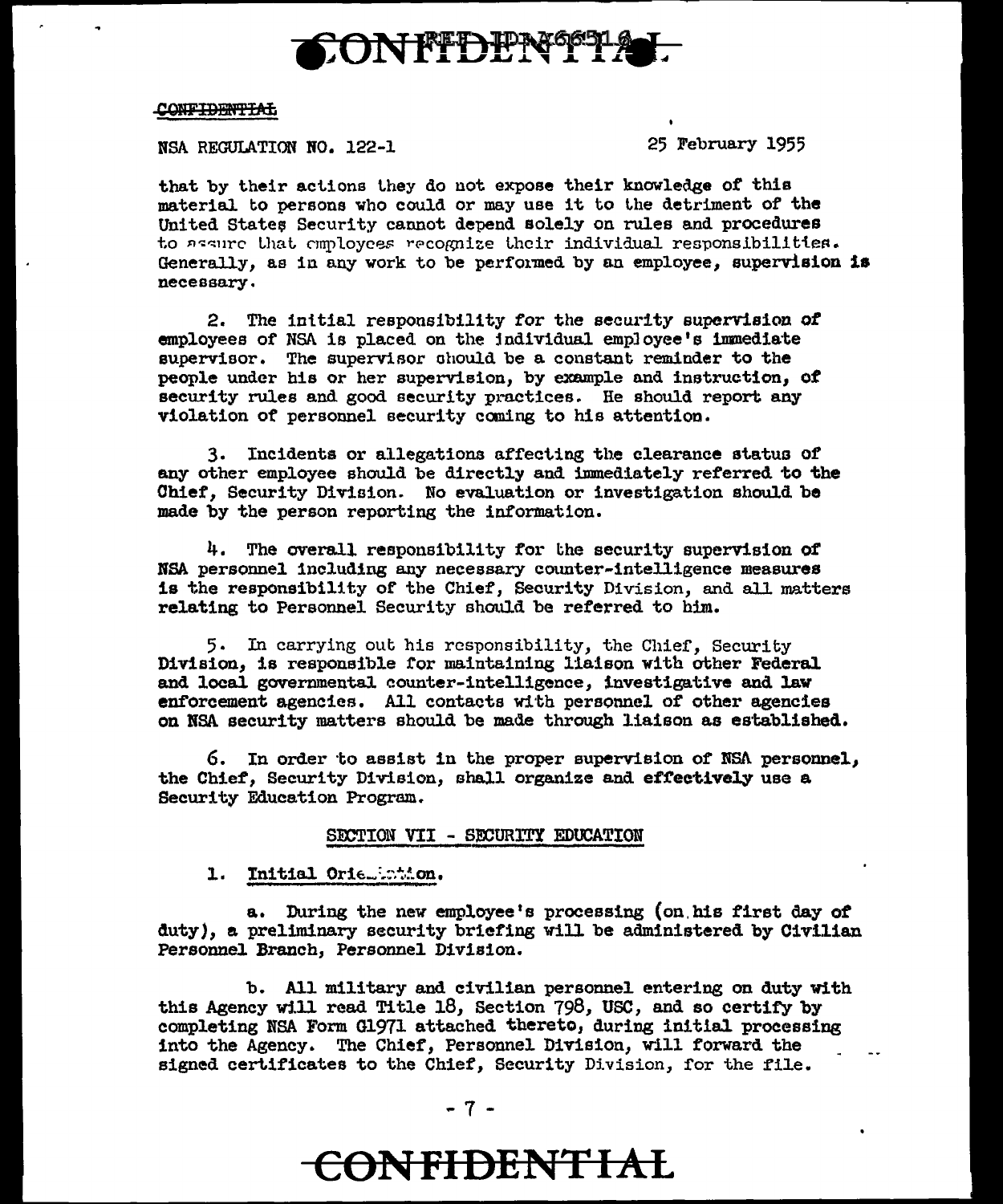CONFIDENTIAL

NSA REGULATION NO. 122-1 25 February 1955

that by their actions they do not expose their knowledge of this material to persons who could or may use it to the detriment of the United States Security cannot depend solely on rules and procedures to assure that employees recognize their individual responsibilities. Generally, as in any work to be performed by an employee, supervision is necessary.

2. The initial responsibility for the security supervision of employees of NSA is placed on the individual employee's immediate supervisor. The supervisor should be a constant reminder to the people under his or her supervision, by example and instruction, of security rules and good security practices. He should report any violation of personnel security coming to his attention.

3. Incidents or allegations affecting the clearance status of any other employee should be directly and immediately referred to the Chief, Security Division. No evaluation or investigation should be made by the person reporting the information.

4. The overall responsibility for the security supervision of NSA personnel including any necessary counter-intelligence measures is the responsibility of the Chief, Security Division, and all matters relating to Personnel Security should be referred to him.

5. In carrying out his responsibility, the Chief, Security Division, is responsible for maintaining liaison with other Federal and local governmental counter-intelligence, investigative and law enforcement agencies. All contacts with personnel of other agencies on NSA security matters should be made through liaison as established.

6. In order to assist in the proper supervision of NSA personnel, the Chief, Security Division, shall organize and effectively use a Security Education Program.

## SECTION VII - SECURITY EDUCATION

1. Initial Orientation.

a. During the new employee's processing (on his first day of duty), a preliminary security briefing will be administered by Civilian Personnel Branch, Personnel Division.

b. All military and civilian personnel entering on duty with this Agency will read Title 18, Section 798, USC, and so certify by completing NSA Form G1971 attached thereto, during initial processing into the Agency. The Chief, Personnel Division, will forward the signed certificates to the Chief, Security Division, for the file.

CONFIDENTIAL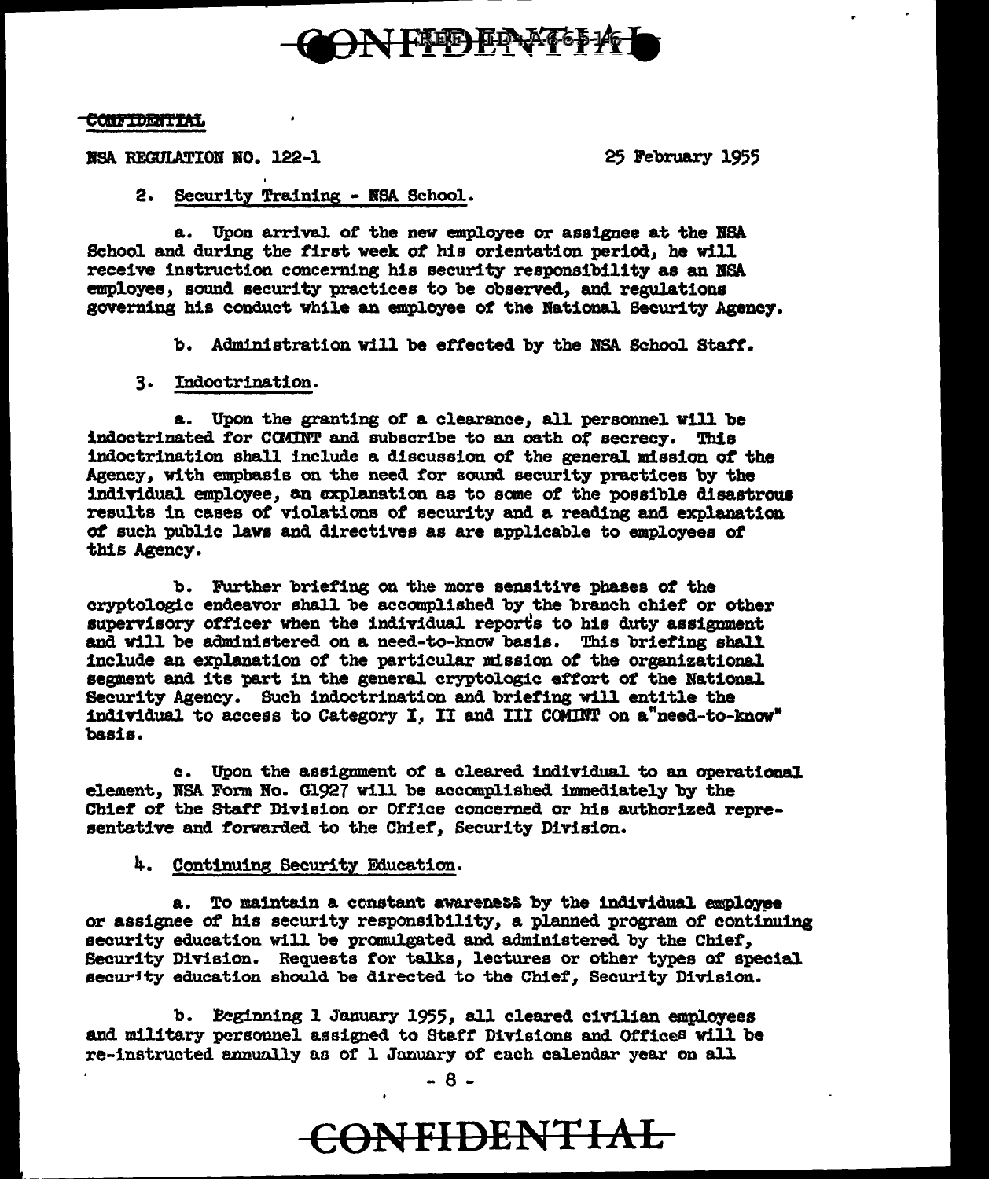CONFIDENTIAL

NSA REGULATION NO. 122-1 25 February 1955

2. Security Training - NSA School.

a. Upon arrival of the new employee or assignee at the NSA School and during the first week of his orientation period, he will receive instruction concerning his security responsibility as an NSA employee, sound security practices to be observed, and regulations governing his conduct while an employee of the National Security Agency.

b. Administration will be effected by the NSA School Staff.

3. Indoctrination.

a. Upon the granting of a clearance, all personnel will be indoctrinated for COMINT and subscribe to an oath of secrecy. This indoctrination shall include a discussion of the general mission of the Agency, with emphasis on the need for sound security practices by the individual employee, an explanation as to some of the possible disastrous results in cases of violations of security and a reading and explanation of such public laws and directives as are applicable to employees of this Agency.

b. Further briefing on the more sensitive phases of the cryptologic endeavor shall be accomplished by the branch chief or other supervisory officer when the individual reports to his duty assignment and will be administered on a need-to-know basis. This briefing shall include an explanation of the particular mission of the organizational segment and its part in the general cryptologic effort of the National Security Agency. Such indoctrination and briefing will entitle the individual to access to Category I, II and III COMINT on a "need-to-know" basis.

c. Upon the assignment of a cleared individual to an operational element, NSA Form No. G1927 will be accomplished immediately by the Chief of the Staff Division or Office concerned or his authorized representative and forwarded to the Chief, Security Division.

4. Continuing Security Education.

a. To maintain a constant awareness by the individual employee or assignee of his security responsibility, a planned program of continuing security education will be promulgated and administered by the Chief, Security Division. Requests for talks, lectures or other types of special security education should be directed to the Chief, Security Division.

b. Beginning 1 January 1955, all cleared civilian employees and military personnel assigned to Staff Divisions and Offices will be re-instructed annually as of 1 January of each calendar year on all

CONFIDENTIAL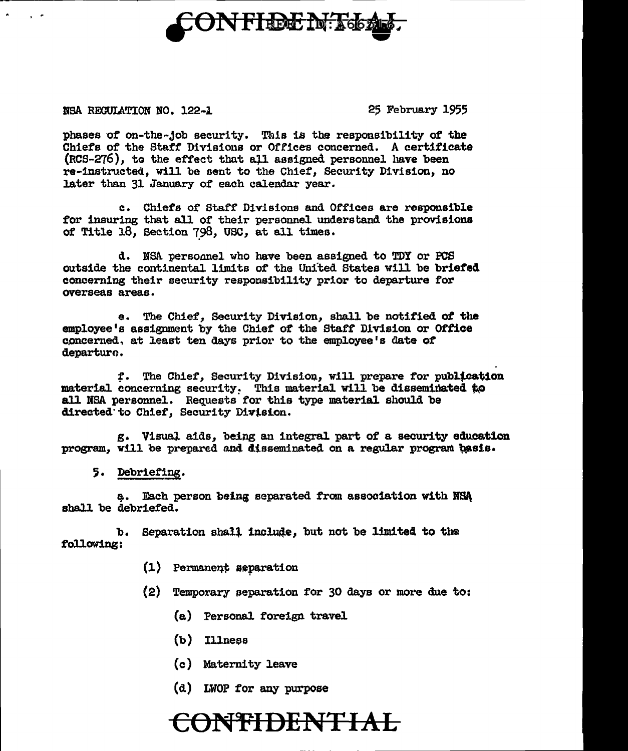NSA REGULATION NO. 122-1 25 February 1955

phases of on-the-job security. This is the responsibility of the Chiefs of the Staff Divisions or Offices concerned. A certificate (RCS-276), to the effect that all assigned personnel have been re-instructed, will be sent to the Chief, Security Division, no later than 31 January of each calendar year.

c. Chiefs of Staff Divisions and Offices are responsible for insuring that all of their personnel understand the provisions of Title 18, Section 798, USC, at all times.

d. NSA personnel who have been assigned to TDY or PCS outside the continental limits of the United States will be briefed concerning their security responsibility prior to departure for overseas areas.

e. The Chief, Security Division, shall be notified of the employee's assignment by the Chief of the Staff Division or Office concerned, at least ten days prior to the employee's date of departure.

f. The Chief, Security Division, will prepare for publication material concerning security. This material will be disseminated to all NSA personnel. Requests for this type material should be directed to Chief, Security Division.

g. Visual aids, being an integral part of a security education program, will be prepared and disseminated on a regular program basis.

5. Debriefing.

a. Each person being separated from association with NSA shall be debriefed.

b. Separation shall include, but not be limited to the following:

(1) Permanent separation

(2) Temporary separation for 30 days or more due to:

(a) Personal foreign travel

(b) Illness

(c) Maternity leave

(d) LWOP for any purpose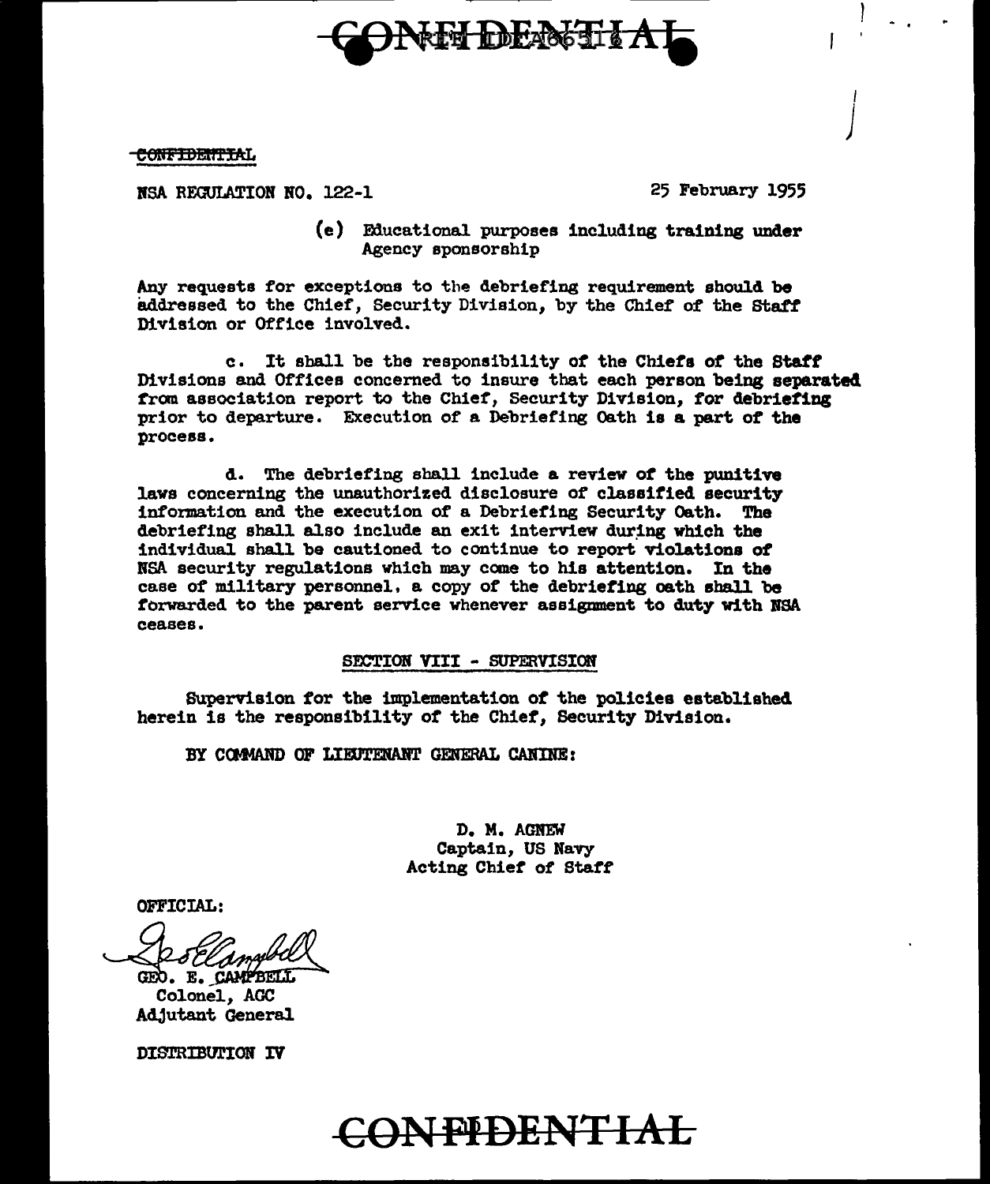CONFIDENTIAL

NSA REGULATION NO. 122-1 25 February 1955

(e) Educational purposes including training under Agency sponsorship

Any requests for exceptions to the debriefing requirement should be addressed to the Chief, Security Division, by the Chief of the Staff Division or Office involved.

c. It shall be the responsibility of the Chiefs of the Staff Divisions and Offices concerned to insure that each person being separated from association report to the Chief, Security Division, for debriefing prior to departure. Execution of a Debriefing Oath is a part of the process.

d. The debriefing shall include a review of the punitive laws concerning the unauthorized disclosure of classified security information and the execution of a Debriefing Security Oath. The debriefing shall also include an exit interview during which the individual shall be cautioned to continue to report violations of NSA security regulations which may come to his attention. In the case of military personnel, a copy of the debriefing oath shall be forwarded to the parent service whenever assignment to duty with NSA ceases.

## SECTION VIII - SUPERVISION

Supervision for the implementation of the policies established herein is the responsibility of the Chief, Security Division.

BY COMMAND OF LIEUTENANT GENERAL CANINE:

D. M. AGNEW
Captain, US Navy
Acting Chief of Staff

OFFICIAL:

GEO. E. CAMPBELL
Colonel, AGC
Adjutant General

DISTRIBUTION IV

CONFIDENTIAL